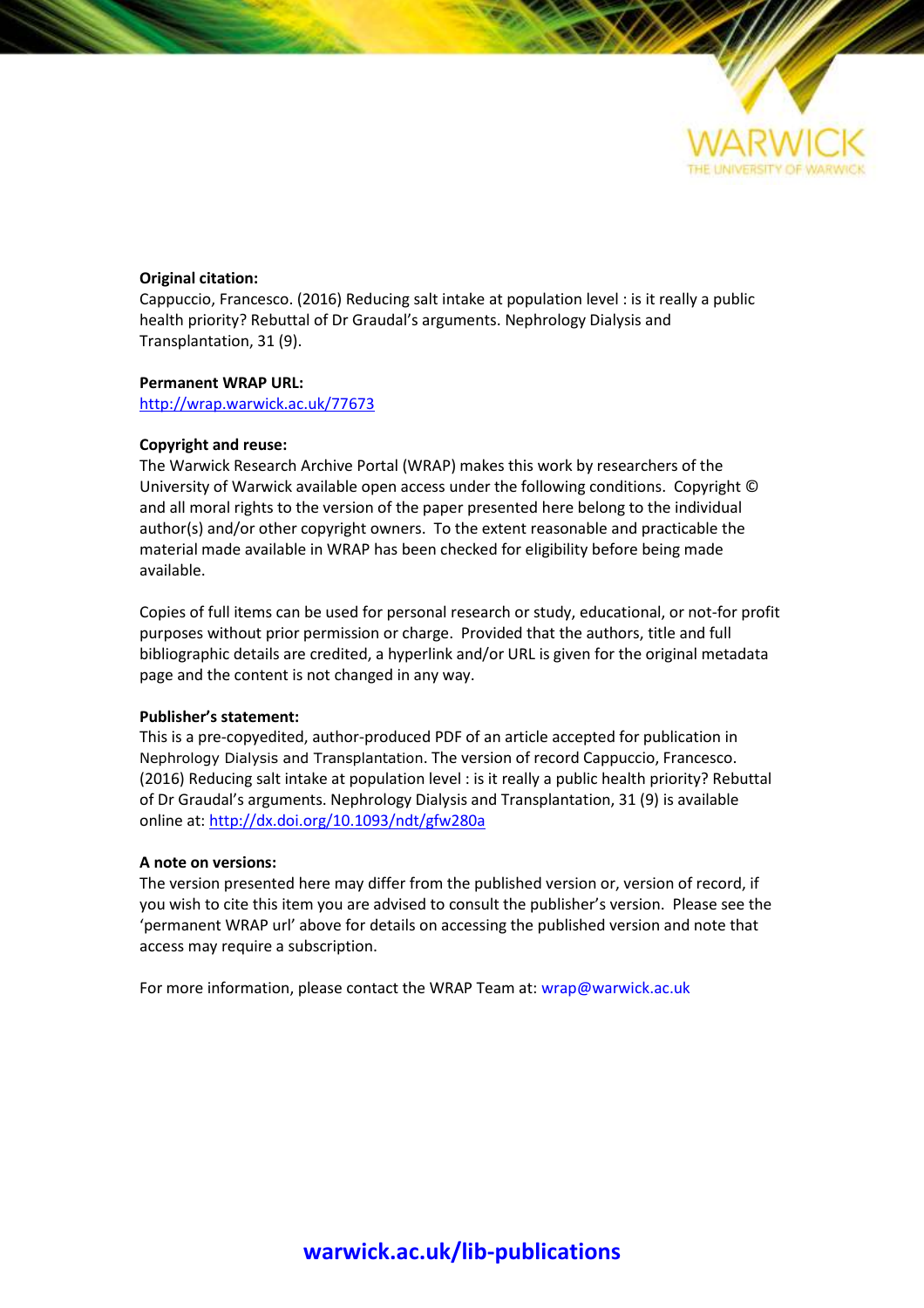**Original citation:**
Cappuccio, Francesco. (2016) Reducing salt intake at population level : is it really a public health priority? Rebuttal of Dr Graudal's arguments. Nephrology Dialysis and Transplantation, 31 (9).

**Permanent WRAP URL:**
http://wrap.warwick.ac.uk/77673

**Copyright and reuse:**
The Warwick Research Archive Portal (WRAP) makes this work by researchers of the University of Warwick available open access under the following conditions. Copyright © and all moral rights to the version of the paper presented here belong to the individual author(s) and/or other copyright owners. To the extent reasonable and practicable the material made available in WRAP has been checked for eligibility before being made available.

Copies of full items can be used for personal research or study, educational, or not-for profit purposes without prior permission or charge. Provided that the authors, title and full bibliographic details are credited, a hyperlink and/or URL is given for the original metadata page and the content is not changed in any way.

**Publisher's statement:**
This is a pre-copyedited, author-produced PDF of an article accepted for publication in Nephrology Dialysis and Transplantation. The version of record Cappuccio, Francesco. (2016) Reducing salt intake at population level : is it really a public health priority? Rebuttal of Dr Graudal's arguments. Nephrology Dialysis and Transplantation, 31 (9) is available online at: http://dx.doi.org/10.1093/ndt/gfw280a

**A note on versions:**
The version presented here may differ from the published version or, version of record, if you wish to cite this item you are advised to consult the publisher's version. Please see the 'permanent WRAP url' above for details on accessing the published version and note that access may require a subscription.

For more information, please contact the WRAP Team at: wrap@warwick.ac.uk

**warwick.ac.uk/lib-publications**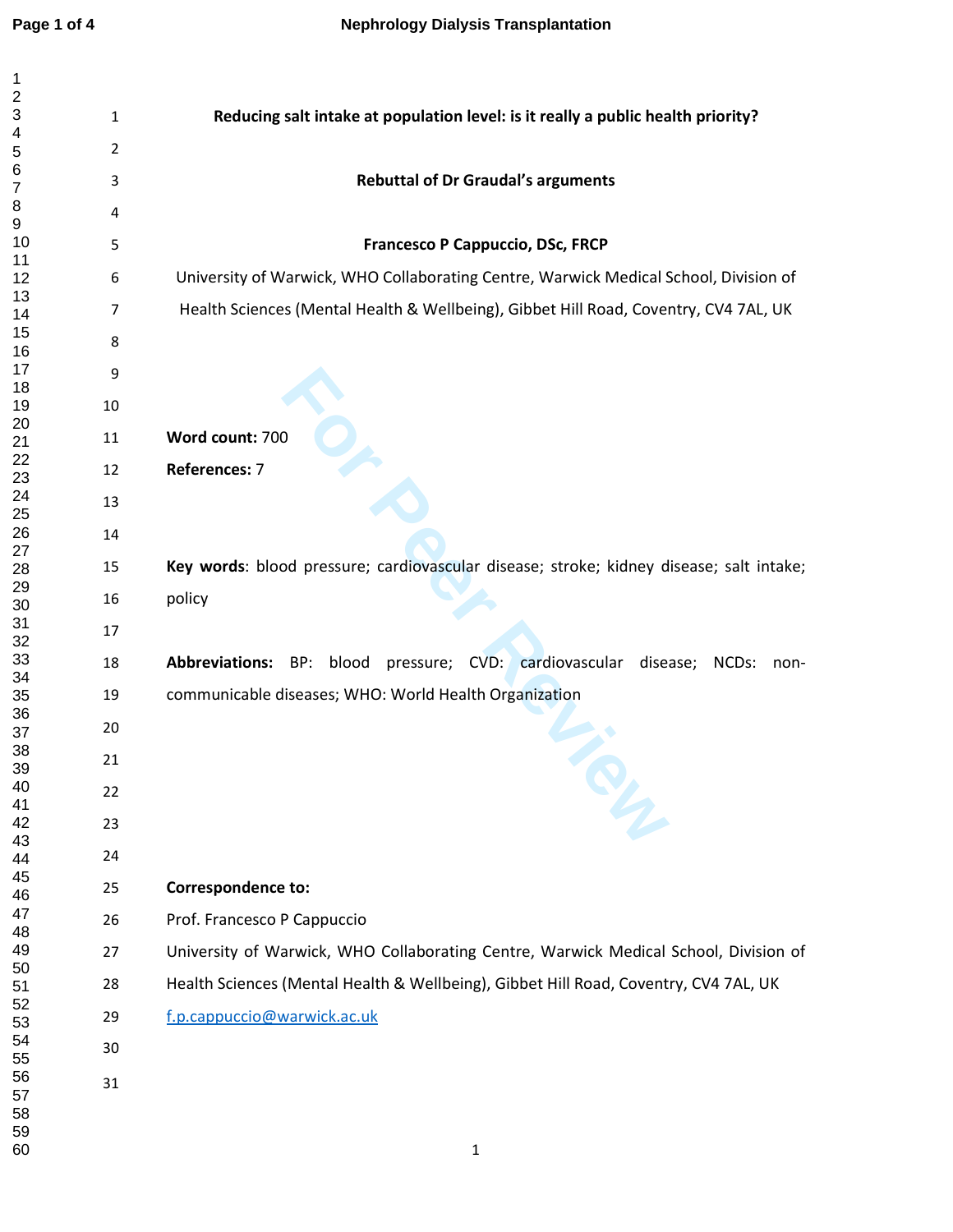# Reducing salt intake at population level: is it really a public health priority?

## Rebuttal of Dr Graudal's arguments

**Francesco P Cappuccio, DSc, FRCP**

University of Warwick, WHO Collaborating Centre, Warwick Medical School, Division of Health Sciences (Mental Health & Wellbeing), Gibbet Hill Road, Coventry, CV4 7AL, UK

**Word count:** 700

**References:** 7

**Key words**: blood pressure; cardiovascular disease; stroke; kidney disease; salt intake; policy

**Abbreviations:** BP: blood pressure; CVD: cardiovascular disease; NCDs: non-communicable diseases; WHO: World Health Organization

**Correspondence to:**

Prof. Francesco P Cappuccio

University of Warwick, WHO Collaborating Centre, Warwick Medical School, Division of Health Sciences (Mental Health & Wellbeing), Gibbet Hill Road, Coventry, CV4 7AL, UK

f.p.cappuccio@warwick.ac.uk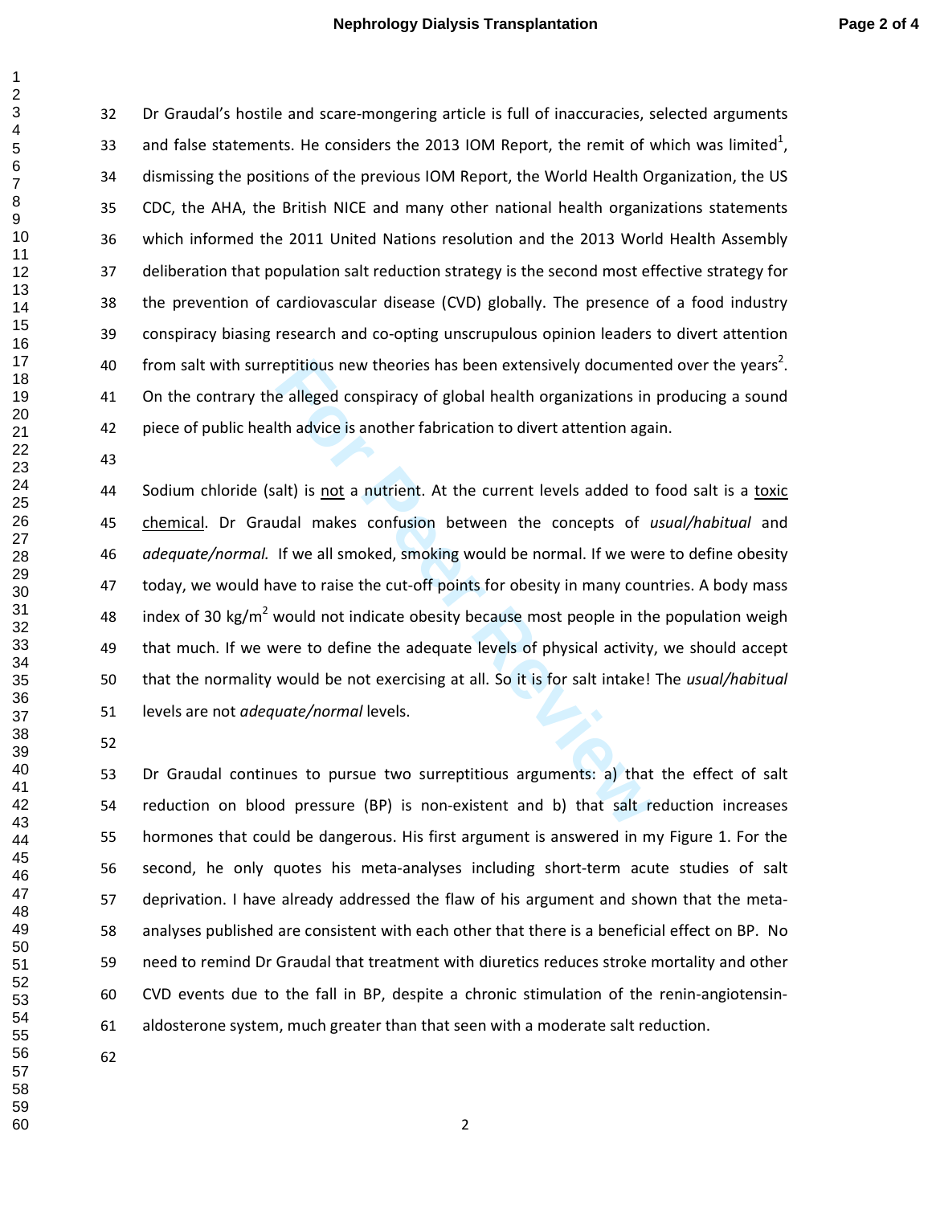Dr Graudal's hostile and scare-mongering article is full of inaccuracies, selected arguments and false statements. He considers the 2013 IOM Report, the remit of which was limited[1], dismissing the positions of the previous IOM Report, the World Health Organization, the US CDC, the AHA, the British NICE and many other national health organizations statements which informed the 2011 United Nations resolution and the 2013 World Health Assembly deliberation that population salt reduction strategy is the second most effective strategy for the prevention of cardiovascular disease (CVD) globally. The presence of a food industry conspiracy biasing research and co-opting unscrupulous opinion leaders to divert attention from salt with surreptitious new theories has been extensively documented over the years[2]. On the contrary the alleged conspiracy of global health organizations in producing a sound piece of public health advice is another fabrication to divert attention again.

Sodium chloride (salt) is <u>not</u> a nutrient. At the current levels added to food salt is a <u>toxic chemical</u>. Dr Graudal makes confusion between the concepts of *usual/habitual* and *adequate/normal.* If we all smoked, smoking would be normal. If we were to define obesity today, we would have to raise the cut-off points for obesity in many countries. A body mass index of 30 kg/m$^2$ would not indicate obesity because most people in the population weigh that much. If we were to define the adequate levels of physical activity, we should accept that the normality would be not exercising at all. So it is for salt intake! The *usual/habitual* levels are not *adequate/normal* levels.

Dr Graudal continues to pursue two surreptitious arguments: a) that the effect of salt reduction on blood pressure (BP) is non-existent and b) that salt reduction increases hormones that could be dangerous. His first argument is answered in my Figure 1. For the second, he only quotes his meta-analyses including short-term acute studies of salt deprivation. I have already addressed the flaw of his argument and shown that the meta-analyses published are consistent with each other that there is a beneficial effect on BP. No need to remind Dr Graudal that treatment with diuretics reduces stroke mortality and other CVD events due to the fall in BP, despite a chronic stimulation of the renin-angiotensin-aldosterone system, much greater than that seen with a moderate salt reduction.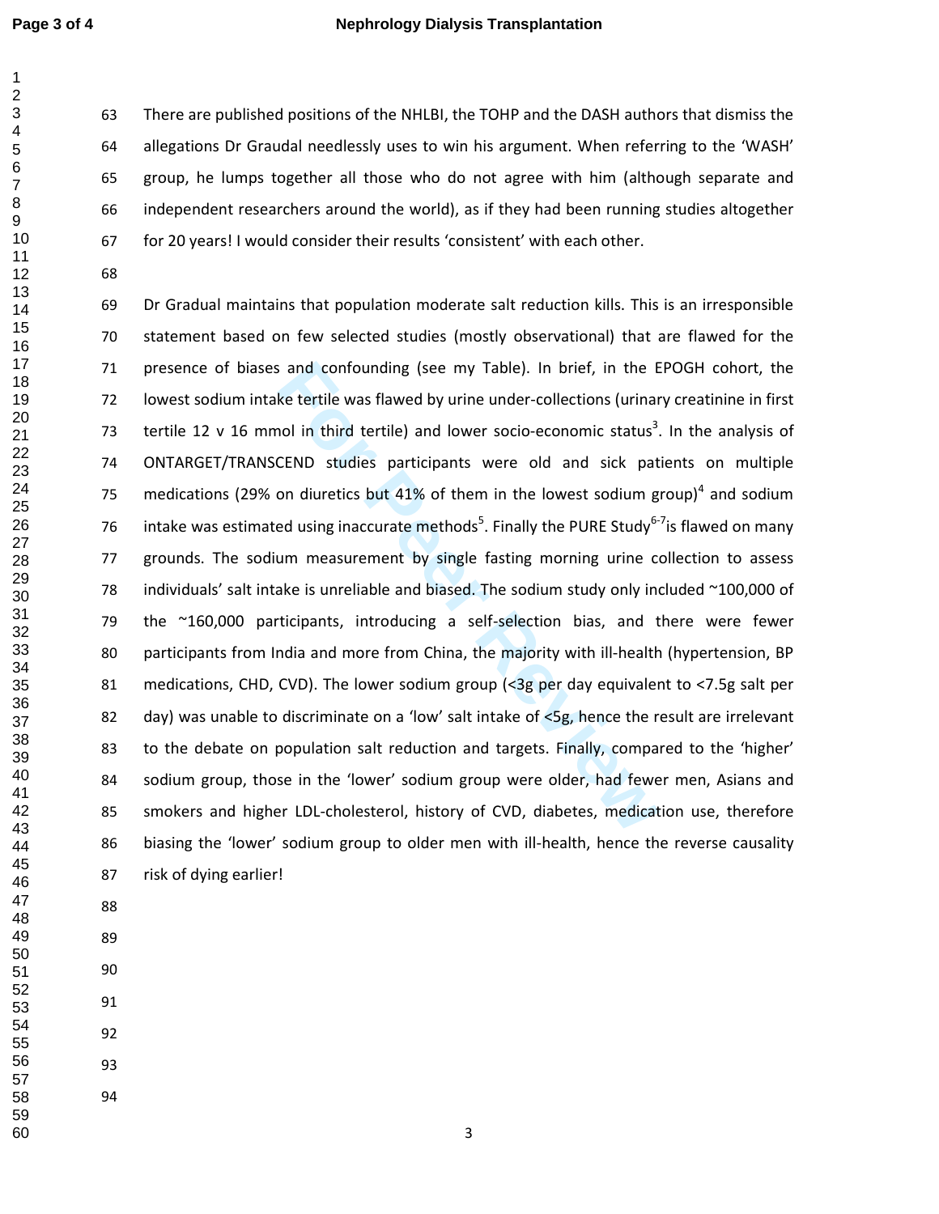There are published positions of the NHLBI, the TOHP and the DASH authors that dismiss the allegations Dr Graudal needlessly uses to win his argument. When referring to the 'WASH' group, he lumps together all those who do not agree with him (although separate and independent researchers around the world), as if they had been running studies altogether for 20 years! I would consider their results 'consistent' with each other.

Dr Gradual maintains that population moderate salt reduction kills. This is an irresponsible statement based on few selected studies (mostly observational) that are flawed for the presence of biases and confounding (see my Table). In brief, in the EPOGH cohort, the lowest sodium intake tertile was flawed by urine under-collections (urinary creatinine in first tertile 12 v 16 mmol in third tertile) and lower socio-economic status[3]. In the analysis of ONTARGET/TRANSCEND studies participants were old and sick patients on multiple medications (29% on diuretics but 41% of them in the lowest sodium group)[4] and sodium intake was estimated using inaccurate methods[5]. Finally the PURE Study[6-7]is flawed on many grounds. The sodium measurement by single fasting morning urine collection to assess individuals' salt intake is unreliable and biased. The sodium study only included ~100,000 of the ~160,000 participants, introducing a self-selection bias, and there were fewer participants from India and more from China, the majority with ill-health (hypertension, BP medications, CHD, CVD). The lower sodium group (<3g per day equivalent to <7.5g salt per day) was unable to discriminate on a 'low' salt intake of <5g, hence the result are irrelevant to the debate on population salt reduction and targets. Finally, compared to the 'higher' sodium group, those in the 'lower' sodium group were older, had fewer men, Asians and smokers and higher LDL-cholesterol, history of CVD, diabetes, medication use, therefore biasing the 'lower' sodium group to older men with ill-health, hence the reverse causality risk of dying earlier!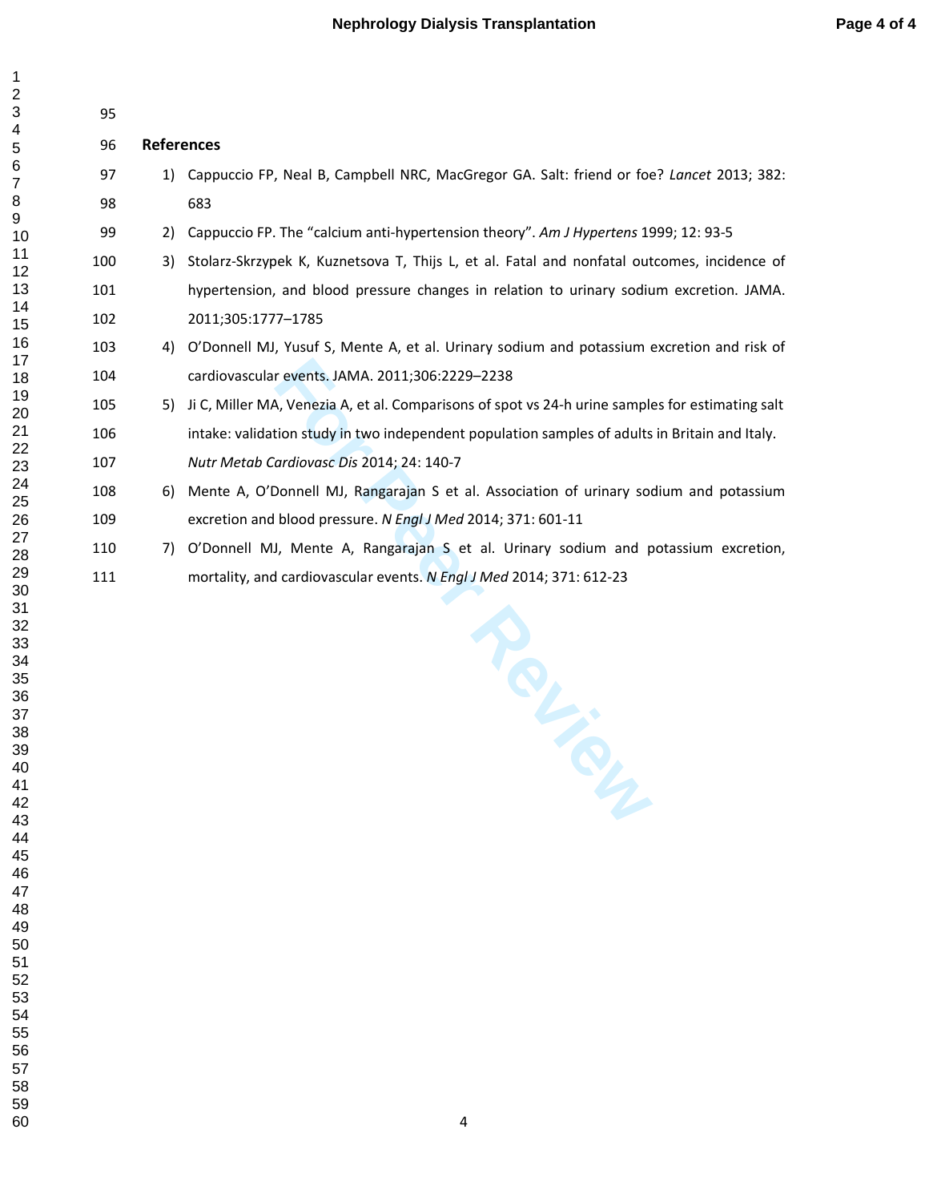## References

1) Cappuccio FP, Neal B, Campbell NRC, MacGregor GA. Salt: friend or foe? *Lancet* 2013; 382: 683
2) Cappuccio FP. The "calcium anti-hypertension theory". *Am J Hypertens* 1999; 12: 93-5
3) Stolarz-Skrzypek K, Kuznetsova T, Thijs L, et al. Fatal and nonfatal outcomes, incidence of hypertension, and blood pressure changes in relation to urinary sodium excretion. JAMA. 2011;305:1777–1785
4) O'Donnell MJ, Yusuf S, Mente A, et al. Urinary sodium and potassium excretion and risk of cardiovascular events. JAMA. 2011;306:2229–2238
5) Ji C, Miller MA, Venezia A, et al. Comparisons of spot vs 24-h urine samples for estimating salt intake: validation study in two independent population samples of adults in Britain and Italy. *Nutr Metab Cardiovasc Dis* 2014; 24: 140-7
6) Mente A, O'Donnell MJ, Rangarajan S et al. Association of urinary sodium and potassium excretion and blood pressure. *N Engl J Med* 2014; 371: 601-11
7) O'Donnell MJ, Mente A, Rangarajan S et al. Urinary sodium and potassium excretion, mortality, and cardiovascular events. *N Engl J Med* 2014; 371: 612-23